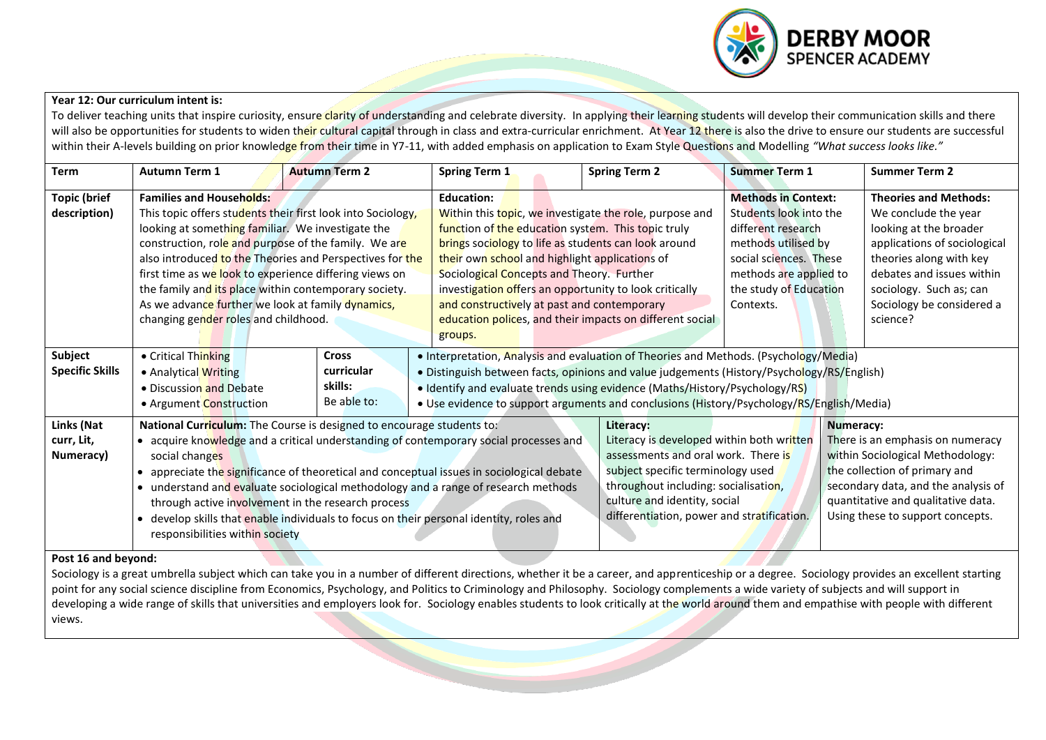**Year 12: Our curriculum intent is:**

To deliver teaching units that inspire curiosity, ensure clarity of understanding and celebrate diversity. In applying their learning students will develop their communication skills and there will also be opportunities for students to widen their cultural capital through in class and extra-curricular enrichment. At Year 12 there is also the drive to ensure our students are successful within their A-levels building on prior knowledge from their time in Y7-11, with added emphasis on application to Exam Style Questions and Modelling *"What success looks like."*

| Term | Autumn Term 1 | Autumn Term 2 | Spring Term 1 | Spring Term 2 | Summer Term 1 | Summer Term 2 |
|---|---|---|---|---|---|---|
| **Topic (brief description)** | **Families and Households:** This topic offers students their first look into Sociology, looking at something familiar. We investigate the construction, role and purpose of the family. We are also introduced to the Theories and Perspectives for the first time as we look to experience differing views on the family and its place within contemporary society. As we advance further we look at family dynamics, changing gender roles and childhood. | | **Education:** Within this topic, we investigate the role, purpose and function of the education system. This topic truly brings sociology to life as students can look around their own school and highlight applications of Sociological Concepts and Theory. Further investigation offers an opportunity to look critically and constructively at past and contemporary education polices, and their impacts on different social groups. | | **Methods in Context:** Students look into the different research methods utilised by social sciences. These methods are applied to the study of Education Contexts. | **Theories and Methods:** We conclude the year looking at the broader applications of sociological theories along with key debates and issues within sociology. Such as; can Sociology be considered a science? |
| **Subject Specific Skills** | • Critical Thinking<br>• Analytical Writing<br>• Discussion and Debate<br>• Argument Construction | **Cross curricular skills:** Be able to: | • Interpretation, Analysis and evaluation of Theories and Methods. (Psychology/Media)<br>• Distinguish between facts, opinions and value judgements (History/Psychology/RS/English)<br>• Identify and evaluate trends using evidence (Maths/History/Psychology/RS)<br>• Use evidence to support arguments and conclusions (History/Psychology/RS/English/Media) | | | |
| **Links (Nat curr, Lit, Numeracy)** | **National Curriculum:** The Course is designed to encourage students to:<br>• acquire knowledge and a critical understanding of contemporary social processes and social changes<br>• appreciate the significance of theoretical and conceptual issues in sociological debate<br>• understand and evaluate sociological methodology and a range of research methods through active involvement in the research process<br>• develop skills that enable individuals to focus on their personal identity, roles and responsibilities within society | | | **Literacy:** Literacy is developed within both written assessments and oral work. There is subject specific terminology used throughout including: socialisation, culture and identity, social differentiation, power and stratification. | | **Numeracy:** There is an emphasis on numeracy within Sociological Methodology: the collection of primary and secondary data, and the analysis of quantitative and qualitative data. Using these to support concepts. |

**Post 16 and beyond:**

Sociology is a great umbrella subject which can take you in a number of different directions, whether it be a career, and apprenticeship or a degree. Sociology provides an excellent starting point for any social science discipline from Economics, Psychology, and Politics to Criminology and Philosophy. Sociology complements a wide variety of subjects and will support in developing a wide range of skills that universities and employers look for. Sociology enables students to look critically at the world around them and empathise with people with different views.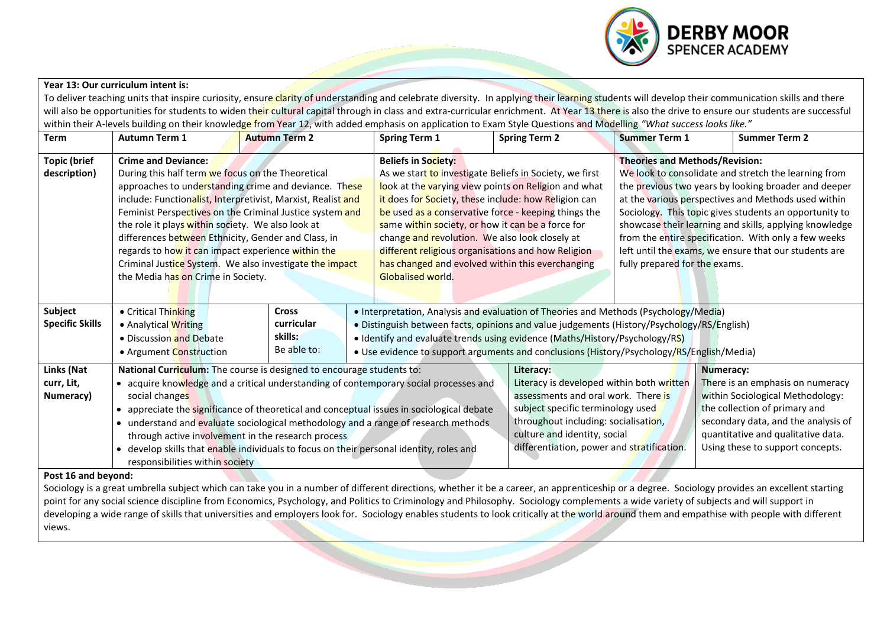**Year 13: Our curriculum intent is:**

To deliver teaching units that inspire curiosity, ensure clarity of understanding and celebrate diversity. In applying their learning students will develop their communication skills and there will also be opportunities for students to widen their cultural capital through in class and extra-curricular enrichment. At Year 13 there is also the drive to ensure our students are successful within their A-levels building on their knowledge from Year 12, with added emphasis on application to Exam Style Questions and Modelling *"What success looks like."*

| **Term** | **Autumn Term 1** | **Autumn Term 2** | **Spring Term 1** | **Spring Term 2** | **Summer Term 1** | **Summer Term 2** |
|---|---|---|---|---|---|---|
| **Topic (brief description)** | **Crime and Deviance:** During this half term we focus on the Theoretical approaches to understanding crime and deviance. These include: Functionalist, Interpretivist, Marxist, Realist and Feminist Perspectives on the Criminal Justice system and the role it plays within society. We also look at differences between Ethnicity, Gender and Class, in regards to how it can impact experience within the Criminal Justice System. We also investigate the impact the Media has on Crime in Society. | | **Beliefs in Society:** As we start to investigate Beliefs in Society, we first look at the varying view points on Religion and what it does for Society, these include: how Religion can be used as a conservative force - keeping things the same within society, or how it can be a force for change and revolution. We also look closely at different religious organisations and how Religion has changed and evolved within this everchanging Globalised world. | | **Theories and Methods/Revision:** We look to consolidate and stretch the learning from the previous two years by looking broader and deeper at the various perspectives and Methods used within Sociology. This topic gives students an opportunity to showcase their learning and skills, applying knowledge from the entire specification. With only a few weeks left until the exams, we ensure that our students are fully prepared for the exams. | |
| **Subject Specific Skills** | • Critical Thinking<br>• Analytical Writing<br>• Discussion and Debate<br>• Argument Construction | **Cross curricular skills:** Be able to: | • Interpretation, Analysis and evaluation of Theories and Methods (Psychology/Media)<br>• Distinguish between facts, opinions and value judgements (History/Psychology/RS/English)<br>• Identify and evaluate trends using evidence (Maths/History/Psychology/RS)<br>• Use evidence to support arguments and conclusions (History/Psychology/RS/English/Media) | | | |
| **Links (Nat curr, Lit, Numeracy)** | **National Curriculum:** The course is designed to encourage students to:<br>• acquire knowledge and a critical understanding of contemporary social processes and social changes<br>• appreciate the significance of theoretical and conceptual issues in sociological debate<br>• understand and evaluate sociological methodology and a range of research methods through active involvement in the research process<br>• develop skills that enable individuals to focus on their personal identity, roles and responsibilities within society | | | **Literacy:** Literacy is developed within both written assessments and oral work. There is subject specific terminology used throughout including: socialisation, culture and identity, social differentiation, power and stratification. | | **Numeracy:** There is an emphasis on numeracy within Sociological Methodology: the collection of primary and secondary data, and the analysis of quantitative and qualitative data. Using these to support concepts. |

**Post 16 and beyond:**

Sociology is a great umbrella subject which can take you in a number of different directions, whether it be a career, an apprenticeship or a degree. Sociology provides an excellent starting point for any social science discipline from Economics, Psychology, and Politics to Criminology and Philosophy. Sociology complements a wide variety of subjects and will support in developing a wide range of skills that universities and employers look for. Sociology enables students to look critically at the world around them and empathise with people with different views.